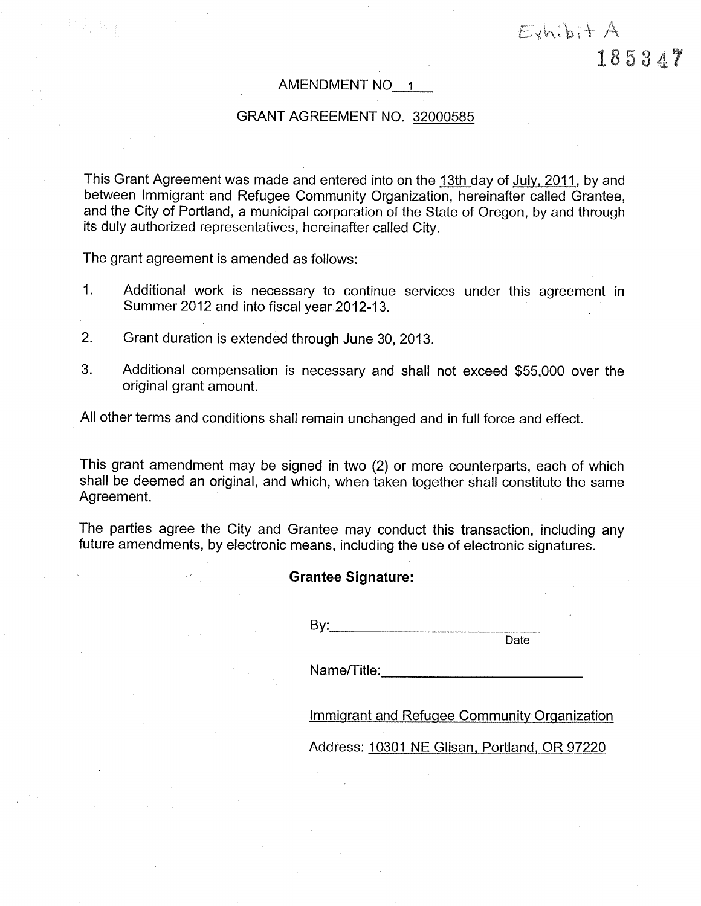Exhibit A

185347

AMENDMENT NO. 1

GRANT AGREEMENT NO. 32000585

This Grant Agreement was made and entered into on the 13th day of July, 2011, by and between Immigrant and Refugee Community Organization, hereinafter called Grantee, and the City of Portland, a municipal corporation of the State of Oregon, by and through its duly authorized representatives, hereinafter called City.

The grant agreement is amended as follows:

1. Additional work is necessary to continue services under this agreement in Summer 2012 and into fiscal year 2012-13.

2. Grant duration is extended through June 30, 2013.

3. Additional compensation is necessary and shall not exceed $55,000 over the original grant amount.

All other terms and conditions shall remain unchanged and in full force and effect.

This grant amendment may be signed in two (2) or more counterparts, each of which shall be deemed an original, and which, when taken together shall constitute the same Agreement.

The parties agree the City and Grantee may conduct this transaction, including any future amendments, by electronic means, including the use of electronic signatures.

**Grantee Signature:**

By:______________________________
Date

Name/Title:__________________________

Immigrant and Refugee Community Organization

Address: 10301 NE Glisan, Portland, OR 97220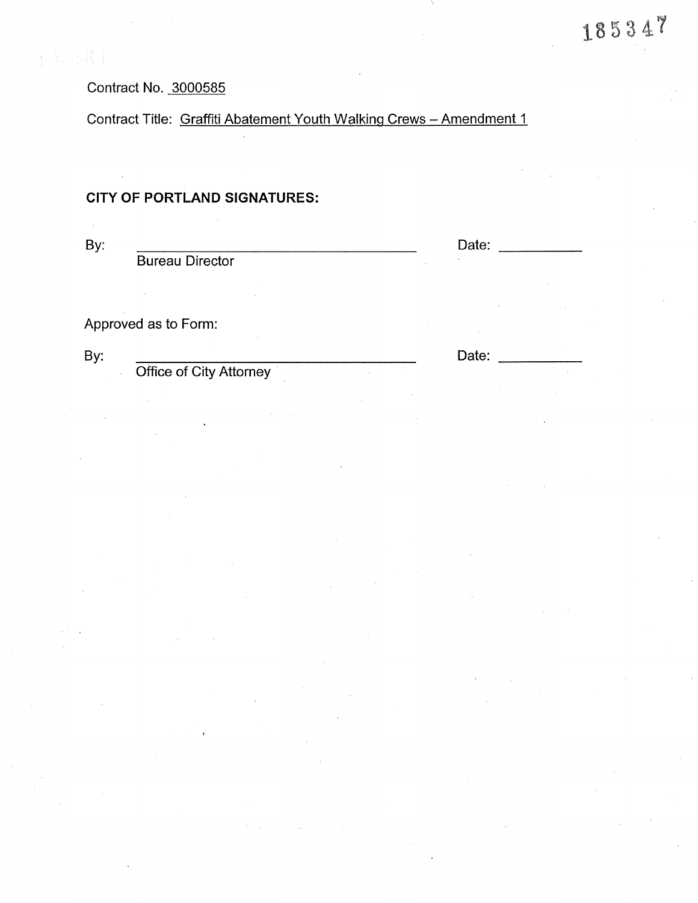185347

Contract No. 3000585

Contract Title: Graffiti Abatement Youth Walking Crews – Amendment 1

**CITY OF PORTLAND SIGNATURES:**

By: ______________________________ Date: __________
Bureau Director

Approved as to Form:

By: ______________________________ Date: __________
Office of City Attorney